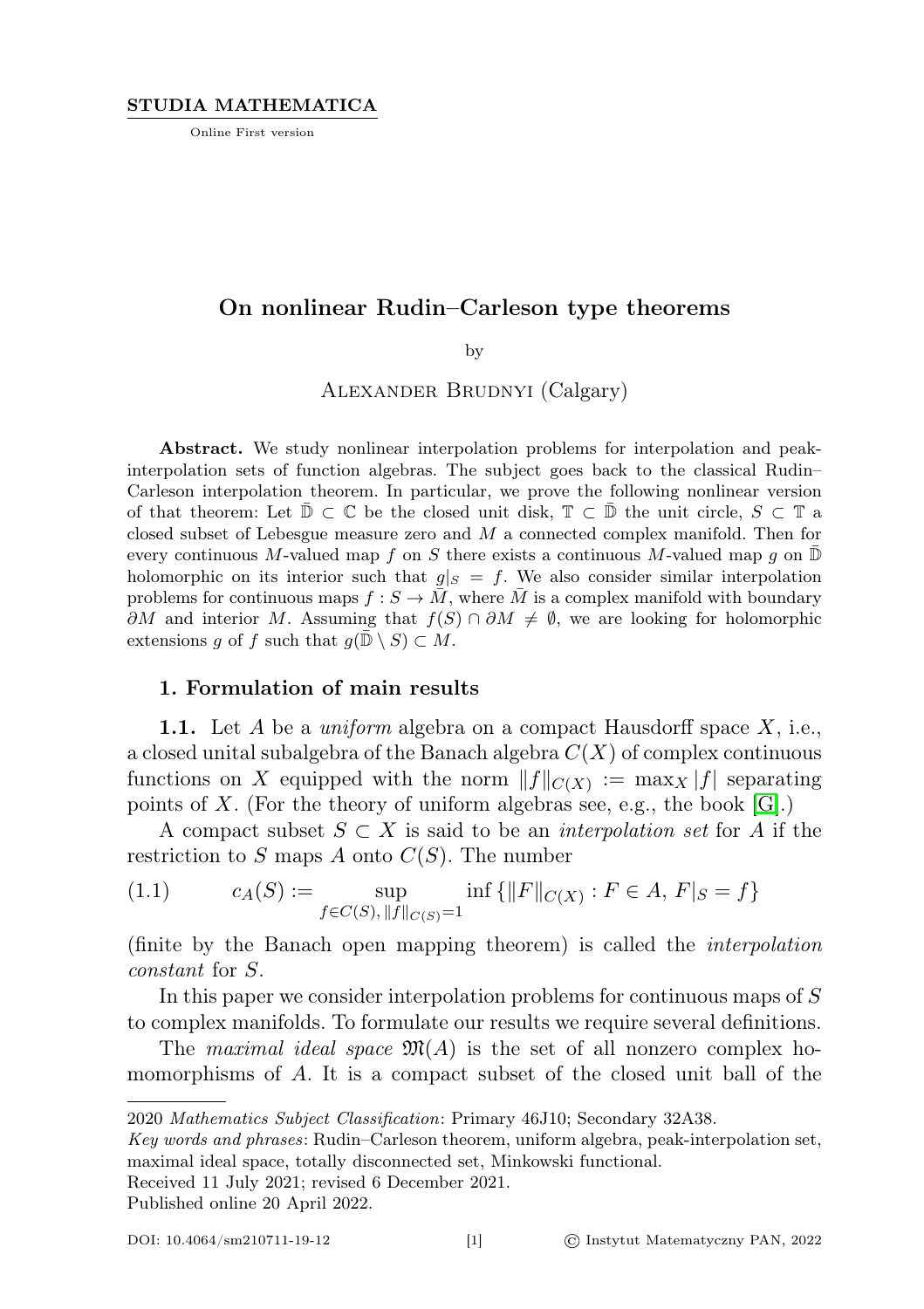STUDIA MATHEMATICA

Online First version

# On nonlinear Rudin–Carleson type theorems

by

Alexander Brudnyi (Calgary)

**Abstract.** We study nonlinear interpolation problems for interpolation and peak-interpolation sets of function algebras. The subject goes back to the classical Rudin–Carleson interpolation theorem. In particular, we prove the following nonlinear version of that theorem: Let $\bar{\mathbb{D}} \subset \mathbb{C}$ be the closed unit disk, $\mathbb{T} \subset \bar{\mathbb{D}}$ the unit circle, $S \subset \mathbb{T}$ a closed subset of Lebesgue measure zero and $M$ a connected complex manifold. Then for every continuous $M$-valued map $f$ on $S$ there exists a continuous $M$-valued map $g$ on $\bar{\mathbb{D}}$ holomorphic on its interior such that $g|_S = f$. We also consider similar interpolation problems for continuous maps $f : S \to \bar{M}$, where $\bar{M}$ is a complex manifold with boundary $\partial M$ and interior $M$. Assuming that $f(S) \cap \partial M \neq \emptyset$, we are looking for holomorphic extensions $g$ of $f$ such that $g(\bar{\mathbb{D}} \setminus S) \subset M$.

## 1. Formulation of main results

**1.1.** Let $A$ be a *uniform* algebra on a compact Hausdorff space $X$, i.e., a closed unital subalgebra of the Banach algebra $C(X)$ of complex continuous functions on $X$ equipped with the norm $\|f\|_{C(X)} := \max_X |f|$ separating points of $X$. (For the theory of uniform algebras see, e.g., the book [G].)

A compact subset $S \subset X$ is said to be an *interpolation set* for $A$ if the restriction to $S$ maps $A$ onto $C(S)$. The number

$$(1.1) \qquad c_A(S) := \sup_{f \in C(S),\, \|f\|_{C(S)}=1} \inf \{\|F\|_{C(X)} : F \in A,\, F|_S = f\}$$

(finite by the Banach open mapping theorem) is called the *interpolation constant* for $S$.

In this paper we consider interpolation problems for continuous maps of $S$ to complex manifolds. To formulate our results we require several definitions.

The *maximal ideal space* $\mathfrak{M}(A)$ is the set of all nonzero complex homomorphisms of $A$. It is a compact subset of the closed unit ball of the

---

2020 *Mathematics Subject Classification*: Primary 46J10; Secondary 32A38.

*Key words and phrases*: Rudin–Carleson theorem, uniform algebra, peak-interpolation set, maximal ideal space, totally disconnected set, Minkowski functional.

Received 11 July 2021; revised 6 December 2021.

Published online 20 April 2022.

DOI: 10.4064/sm210711-19-12 © Instytut Matematyczny PAN, 2022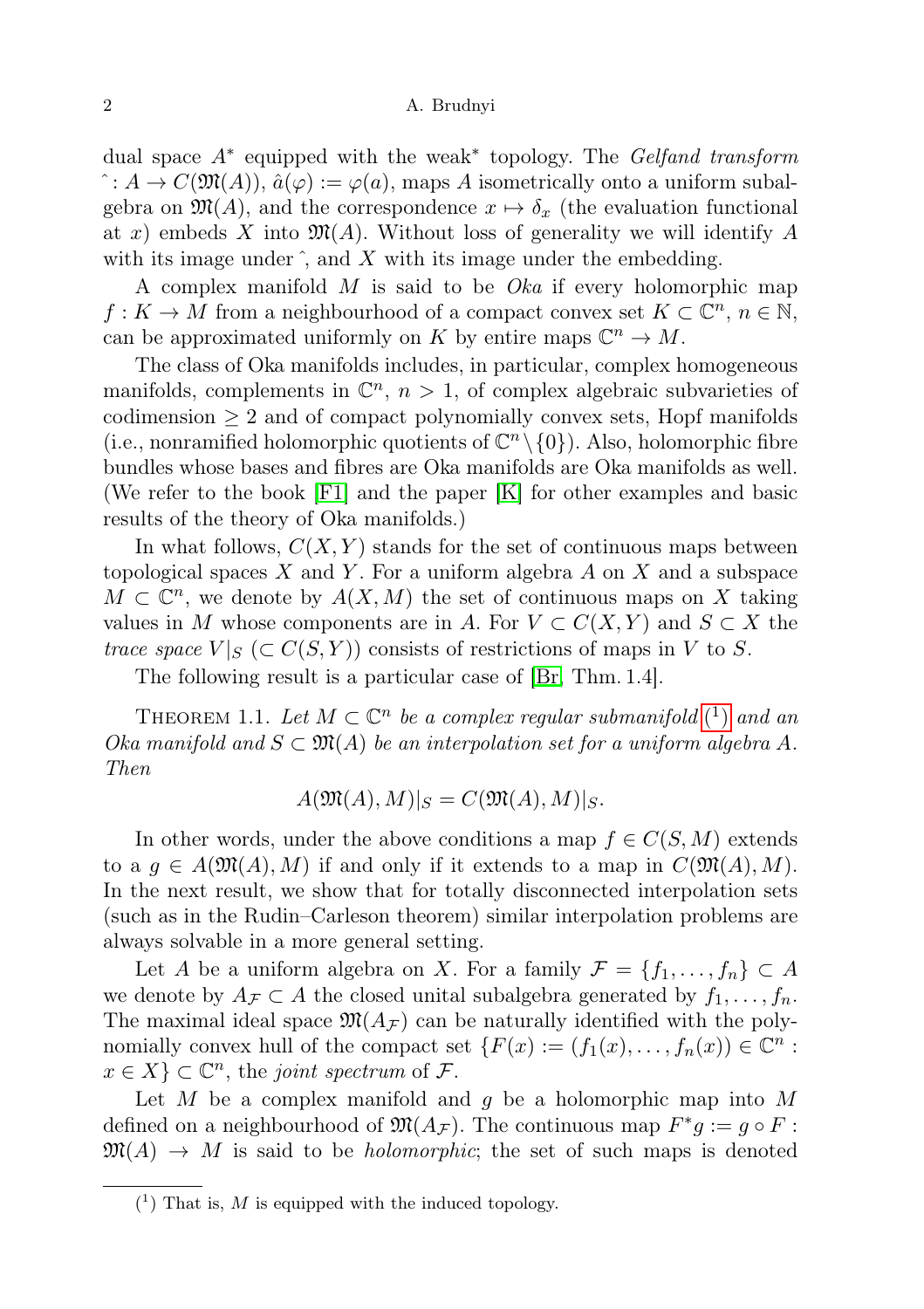dual space $A^*$ equipped with the weak$^*$ topology. The *Gelfand transform* $\hat{}: A \to C(\mathfrak{M}(A))$, $\hat{a}(\varphi) := \varphi(a)$, maps $A$ isometrically onto a uniform subalgebra on $\mathfrak{M}(A)$, and the correspondence $x \mapsto \delta_x$ (the evaluation functional at $x$) embeds $X$ into $\mathfrak{M}(A)$. Without loss of generality we will identify $A$ with its image under $\hat{}$, and $X$ with its image under the embedding.

A complex manifold $M$ is said to be *Oka* if every holomorphic map $f : K \to M$ from a neighbourhood of a compact convex set $K \subset \mathbb{C}^n$, $n \in \mathbb{N}$, can be approximated uniformly on $K$ by entire maps $\mathbb{C}^n \to M$.

The class of Oka manifolds includes, in particular, complex homogeneous manifolds, complements in $\mathbb{C}^n$, $n > 1$, of complex algebraic subvarieties of codimension $\geq 2$ and of compact polynomially convex sets, Hopf manifolds (i.e., nonramified holomorphic quotients of $\mathbb{C}^n \setminus \{0\}$). Also, holomorphic fibre bundles whose bases and fibres are Oka manifolds are Oka manifolds as well. (We refer to the book [F1] and the paper [K] for other examples and basic results of the theory of Oka manifolds.)

In what follows, $C(X, Y)$ stands for the set of continuous maps between topological spaces $X$ and $Y$. For a uniform algebra $A$ on $X$ and a subspace $M \subset \mathbb{C}^n$, we denote by $A(X, M)$ the set of continuous maps on $X$ taking values in $M$ whose components are in $A$. For $V \subset C(X, Y)$ and $S \subset X$ the *trace space* $V|_S$ ($\subset C(S, Y)$) consists of restrictions of maps in $V$ to $S$.

The following result is a particular case of [Br, Thm. 1.4].

THEOREM 1.1. *Let $M \subset \mathbb{C}^n$ be a complex regular submanifold* [1] *and an Oka manifold and $S \subset \mathfrak{M}(A)$ be an interpolation set for a uniform algebra $A$. Then*

$$A(\mathfrak{M}(A), M)|_S = C(\mathfrak{M}(A), M)|_S.$$

In other words, under the above conditions a map $f \in C(S, M)$ extends to a $g \in A(\mathfrak{M}(A), M)$ if and only if it extends to a map in $C(\mathfrak{M}(A), M)$. In the next result, we show that for totally disconnected interpolation sets (such as in the Rudin–Carleson theorem) similar interpolation problems are always solvable in a more general setting.

Let $A$ be a uniform algebra on $X$. For a family $\mathcal{F} = \{f_1, \dots, f_n\} \subset A$ we denote by $A_{\mathcal{F}} \subset A$ the closed unital subalgebra generated by $f_1, \dots, f_n$. The maximal ideal space $\mathfrak{M}(A_{\mathcal{F}})$ can be naturally identified with the polynomially convex hull of the compact set $\{F(x) := (f_1(x), \dots, f_n(x)) \in \mathbb{C}^n : x \in X\} \subset \mathbb{C}^n$, the *joint spectrum* of $\mathcal{F}$.

Let $M$ be a complex manifold and $g$ be a holomorphic map into $M$ defined on a neighbourhood of $\mathfrak{M}(A_{\mathcal{F}})$. The continuous map $F^*g := g \circ F : \mathfrak{M}(A) \to M$ is said to be *holomorphic*; the set of such maps is denoted

[1] That is, $M$ is equipped with the induced topology.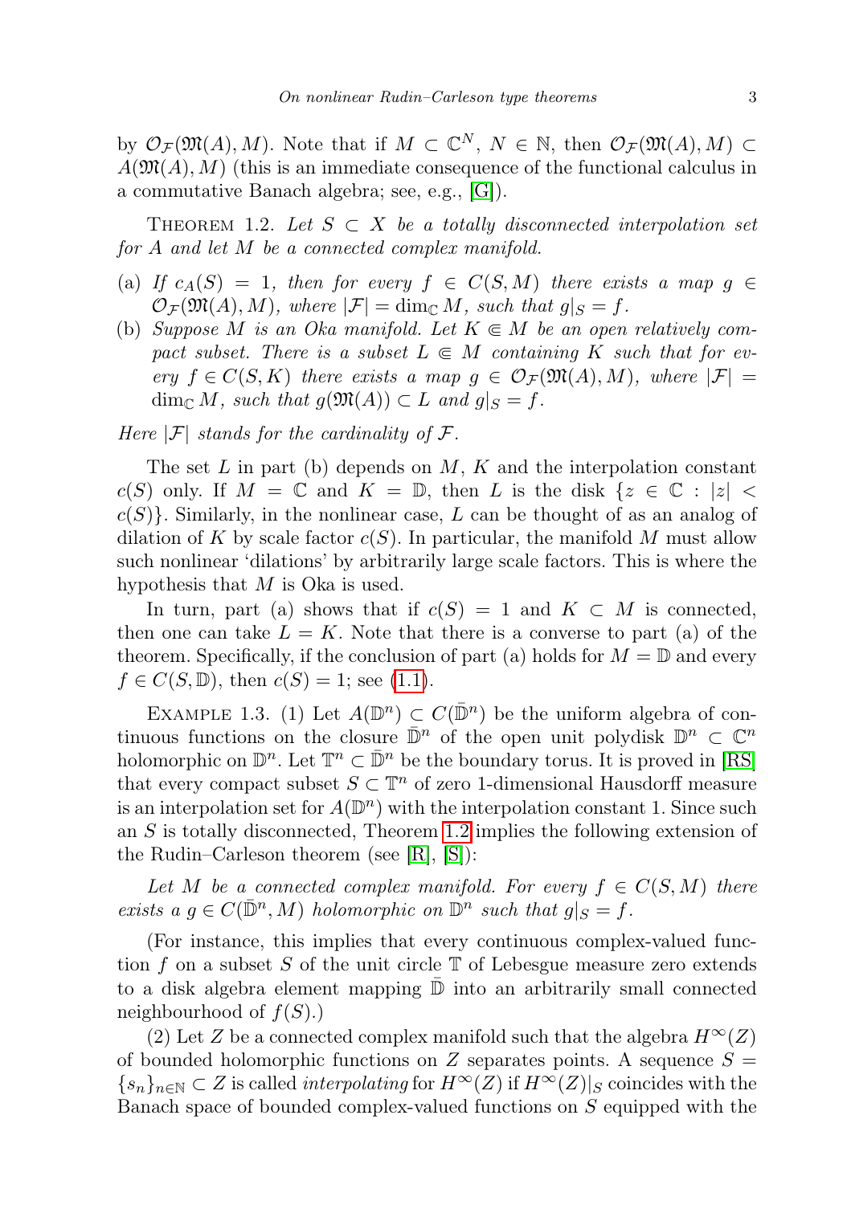by $\mathcal{O}_{\mathcal{F}}(\mathfrak{M}(A), M)$. Note that if $M \subset \mathbb{C}^N$, $N \in \mathbb{N}$, then $\mathcal{O}_{\mathcal{F}}(\mathfrak{M}(A), M) \subset A(\mathfrak{M}(A), M)$ (this is an immediate consequence of the functional calculus in a commutative Banach algebra; see, e.g., [G]).

Theorem 1.2. *Let $S \subset X$ be a totally disconnected interpolation set for $A$ and let $M$ be a connected complex manifold.*

(a) *If $c_A(S) = 1$, then for every $f \in C(S, M)$ there exists a map $g \in \mathcal{O}_{\mathcal{F}}(\mathfrak{M}(A), M)$, where $|\mathcal{F}| = \dim_{\mathbb{C}} M$, such that $g|_S = f$.*
(b) *Suppose $M$ is an Oka manifold. Let $K \Subset M$ be an open relatively compact subset. There is a subset $L \Subset M$ containing $K$ such that for every $f \in C(S, K)$ there exists a map $g \in \mathcal{O}_{\mathcal{F}}(\mathfrak{M}(A), M)$, where $|\mathcal{F}| = \dim_{\mathbb{C}} M$, such that $g(\mathfrak{M}(A)) \subset L$ and $g|_S = f$.*

*Here $|\mathcal{F}|$ stands for the cardinality of $\mathcal{F}$.*

The set $L$ in part (b) depends on $M$, $K$ and the interpolation constant $c(S)$ only. If $M = \mathbb{C}$ and $K = \mathbb{D}$, then $L$ is the disk $\{z \in \mathbb{C} : |z| < c(S)\}$. Similarly, in the nonlinear case, $L$ can be thought of as an analog of dilation of $K$ by scale factor $c(S)$. In particular, the manifold $M$ must allow such nonlinear 'dilations' by arbitrarily large scale factors. This is where the hypothesis that $M$ is Oka is used.

In turn, part (a) shows that if $c(S) = 1$ and $K \subset M$ is connected, then one can take $L = K$. Note that there is a converse to part (a) of the theorem. Specifically, if the conclusion of part (a) holds for $M = \mathbb{D}$ and every $f \in C(S, \mathbb{D})$, then $c(S) = 1$; see (1.1).

Example 1.3. (1) Let $A(\mathbb{D}^n) \subset C(\bar{\mathbb{D}}^n)$ be the uniform algebra of continuous functions on the closure $\bar{\mathbb{D}}^n$ of the open unit polydisk $\mathbb{D}^n \subset \mathbb{C}^n$ holomorphic on $\mathbb{D}^n$. Let $\mathbb{T}^n \subset \bar{\mathbb{D}}^n$ be the boundary torus. It is proved in [RS] that every compact subset $S \subset \mathbb{T}^n$ of zero 1-dimensional Hausdorff measure is an interpolation set for $A(\mathbb{D}^n)$ with the interpolation constant 1. Since such an $S$ is totally disconnected, Theorem 1.2 implies the following extension of the Rudin–Carleson theorem (see [R], [S]):

*Let $M$ be a connected complex manifold. For every $f \in C(S, M)$ there exists a $g \in C(\bar{\mathbb{D}}^n, M)$ holomorphic on $\mathbb{D}^n$ such that $g|_S = f$.*

(For instance, this implies that every continuous complex-valued function $f$ on a subset $S$ of the unit circle $\mathbb{T}$ of Lebesgue measure zero extends to a disk algebra element mapping $\bar{\mathbb{D}}$ into an arbitrarily small connected neighbourhood of $f(S)$.)

(2) Let $Z$ be a connected complex manifold such that the algebra $H^\infty(Z)$ of bounded holomorphic functions on $Z$ separates points. A sequence $S = \{s_n\}_{n\in\mathbb{N}} \subset Z$ is called *interpolating* for $H^\infty(Z)$ if $H^\infty(Z)|_S$ coincides with the Banach space of bounded complex-valued functions on $S$ equipped with the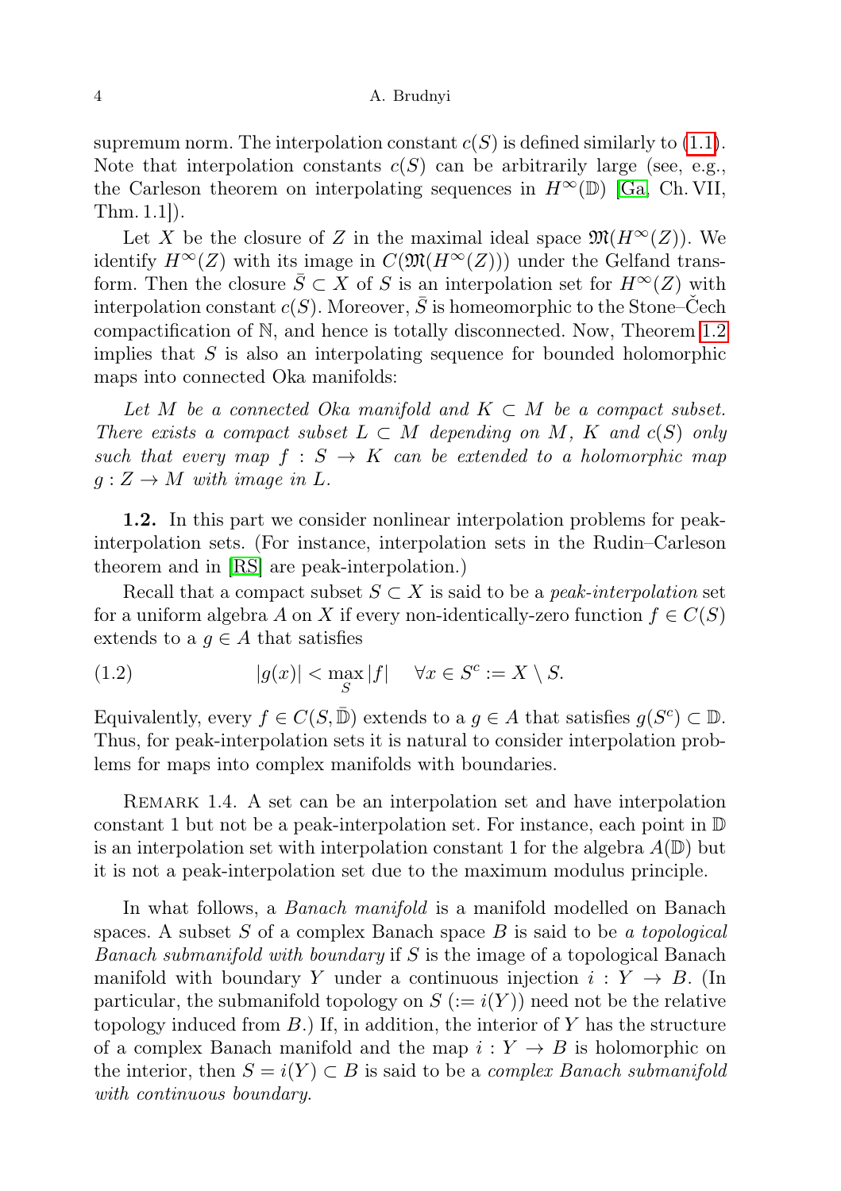supremum norm. The interpolation constant $c(S)$ is defined similarly to (1.1). Note that interpolation constants $c(S)$ can be arbitrarily large (see, e.g., the Carleson theorem on interpolating sequences in $H^\infty(\mathbb{D})$ [Ga, Ch. VII, Thm. 1.1]).

Let $X$ be the closure of $Z$ in the maximal ideal space $\mathfrak{M}(H^\infty(Z))$. We identify $H^\infty(Z)$ with its image in $C(\mathfrak{M}(H^\infty(Z)))$ under the Gelfand transform. Then the closure $\bar{S} \subset X$ of $S$ is an interpolation set for $H^\infty(Z)$ with interpolation constant $c(S)$. Moreover, $\bar{S}$ is homeomorphic to the Stone–Čech compactification of $\mathbb{N}$, and hence is totally disconnected. Now, Theorem 1.2 implies that $S$ is also an interpolating sequence for bounded holomorphic maps into connected Oka manifolds:

*Let $M$ be a connected Oka manifold and $K \subset M$ be a compact subset. There exists a compact subset $L \subset M$ depending on $M$, $K$ and $c(S)$ only such that every map $f : S \to K$ can be extended to a holomorphic map $g : Z \to M$ with image in $L$.*

**1.2.** In this part we consider nonlinear interpolation problems for peak-interpolation sets. (For instance, interpolation sets in the Rudin–Carleson theorem and in [RS] are peak-interpolation.)

Recall that a compact subset $S \subset X$ is said to be a *peak-interpolation* set for a uniform algebra $A$ on $X$ if every non-identically-zero function $f \in C(S)$ extends to a $g \in A$ that satisfies

$$|g(x)| < \max_S |f| \quad \forall x \in S^c := X \setminus S. \tag{1.2}$$

Equivalently, every $f \in C(S, \bar{\mathbb{D}})$ extends to a $g \in A$ that satisfies $g(S^c) \subset \mathbb{D}$. Thus, for peak-interpolation sets it is natural to consider interpolation problems for maps into complex manifolds with boundaries.

Remark 1.4. A set can be an interpolation set and have interpolation constant 1 but not be a peak-interpolation set. For instance, each point in $\mathbb{D}$ is an interpolation set with interpolation constant 1 for the algebra $A(\mathbb{D})$ but it is not a peak-interpolation set due to the maximum modulus principle.

In what follows, a *Banach manifold* is a manifold modelled on Banach spaces. A subset $S$ of a complex Banach space $B$ is said to be *a topological Banach submanifold with boundary* if $S$ is the image of a topological Banach manifold with boundary $Y$ under a continuous injection $i : Y \to B$. (In particular, the submanifold topology on $S$ $(:= i(Y))$ need not be the relative topology induced from $B$.) If, in addition, the interior of $Y$ has the structure of a complex Banach manifold and the map $i : Y \to B$ is holomorphic on the interior, then $S = i(Y) \subset B$ is said to be a *complex Banach submanifold with continuous boundary*.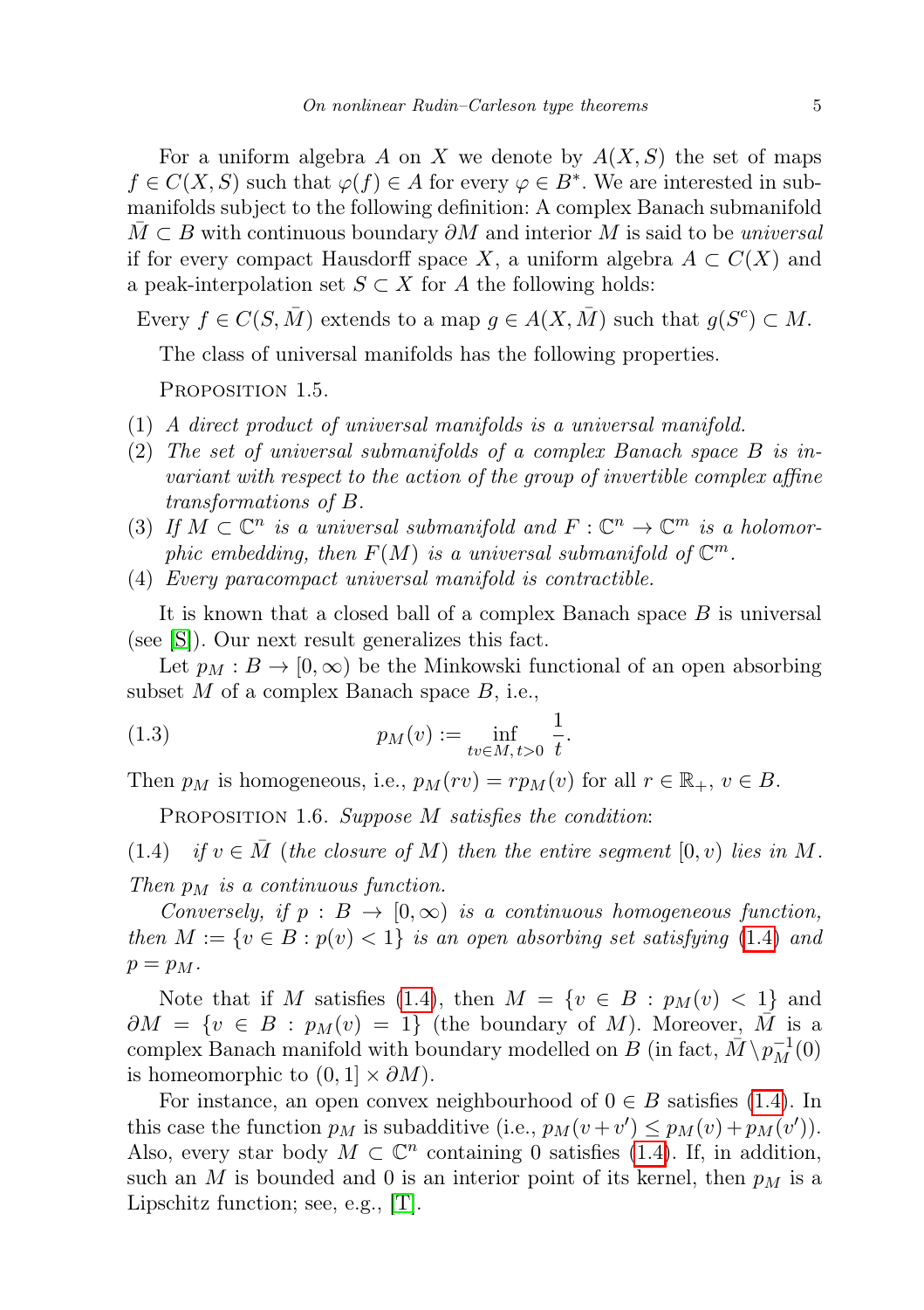For a uniform algebra $A$ on $X$ we denote by $A(X,S)$ the set of maps $f \in C(X,S)$ such that $\varphi(f) \in A$ for every $\varphi \in B^*$. We are interested in submanifolds subject to the following definition: A complex Banach submanifold $\bar{M} \subset B$ with continuous boundary $\partial M$ and interior $M$ is said to be *universal* if for every compact Hausdorff space $X$, a uniform algebra $A \subset C(X)$ and a peak-interpolation set $S \subset X$ for $A$ the following holds:

Every $f \in C(S, \bar{M})$ extends to a map $g \in A(X, \bar{M})$ such that $g(S^c) \subset M$.

The class of universal manifolds has the following properties.

PROPOSITION 1.5.

1. *A direct product of universal manifolds is a universal manifold.*
2. *The set of universal submanifolds of a complex Banach space $B$ is invariant with respect to the action of the group of invertible complex affine transformations of $B$.*
3. *If $M \subset \mathbb{C}^n$ is a universal submanifold and $F : \mathbb{C}^n \to \mathbb{C}^m$ is a holomorphic embedding, then $F(M)$ is a universal submanifold of $\mathbb{C}^m$.*
4. *Every paracompact universal manifold is contractible.*

It is known that a closed ball of a complex Banach space $B$ is universal (see [S]). Our next result generalizes this fact.

Let $p_M : B \to [0,\infty)$ be the Minkowski functional of an open absorbing subset $M$ of a complex Banach space $B$, i.e.,

$$p_M(v) := \inf_{tv \in M,\, t>0} \frac{1}{t}. \tag{1.3}$$

Then $p_M$ is homogeneous, i.e., $p_M(rv) = rp_M(v)$ for all $r \in \mathbb{R}_+$, $v \in B$.

PROPOSITION 1.6. *Suppose $M$ satisfies the condition*:

(1.4) *if $v \in \bar{M}$ (the closure of $M$) then the entire segment $[0,v)$ lies in $M$.*

*Then $p_M$ is a continuous function.*

*Conversely, if $p : B \to [0,\infty)$ is a continuous homogeneous function, then $M := \{v \in B : p(v) < 1\}$ is an open absorbing set satisfying (1.4) and $p = p_M$.*

Note that if $M$ satisfies (1.4), then $M = \{v \in B : p_M(v) < 1\}$ and $\partial M = \{v \in B : p_M(v) = 1\}$ (the boundary of $M$). Moreover, $\bar{M}$ is a complex Banach manifold with boundary modelled on $B$ (in fact, $\bar{M} \setminus p_M^{-1}(0)$ is homeomorphic to $(0,1] \times \partial M$).

For instance, an open convex neighbourhood of $0 \in B$ satisfies (1.4). In this case the function $p_M$ is subadditive (i.e., $p_M(v+v') \le p_M(v) + p_M(v')$). Also, every star body $M \subset \mathbb{C}^n$ containing $0$ satisfies (1.4). If, in addition, such an $M$ is bounded and $0$ is an interior point of its kernel, then $p_M$ is a Lipschitz function; see, e.g., [T].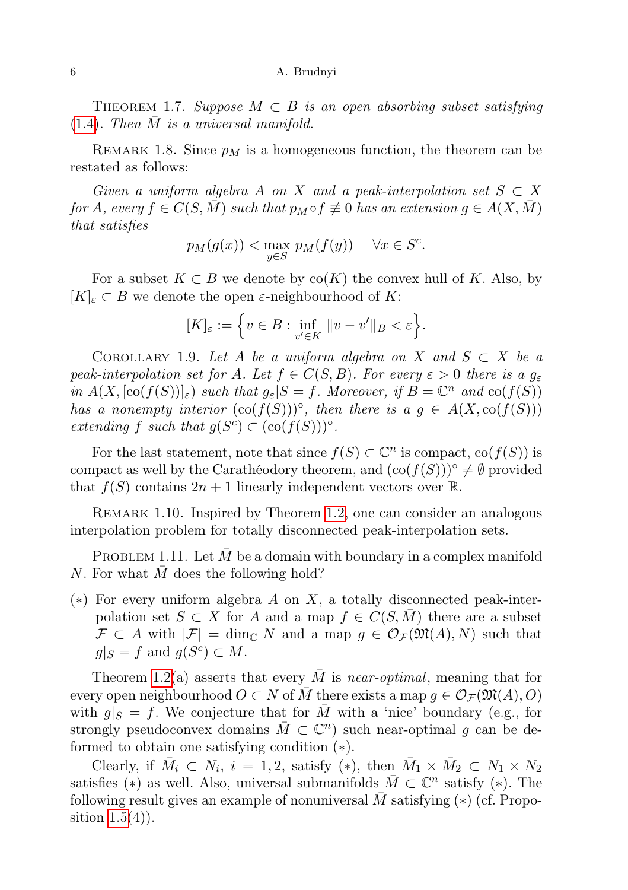Theorem 1.7. *Suppose $M \subset B$ is an open absorbing subset satisfying* (1.4). *Then $\bar{M}$ is a universal manifold.*

Remark 1.8. Since $p_M$ is a homogeneous function, the theorem can be restated as follows:

*Given a uniform algebra $A$ on $X$ and a peak-interpolation set $S \subset X$ for $A$, every $f \in C(S, \bar{M})$ such that $p_M \circ f \not\equiv 0$ has an extension $g \in A(X, \bar{M})$ that satisfies*

$$p_M(g(x)) < \max_{y \in S} p_M(f(y)) \quad \forall x \in S^c.$$

For a subset $K \subset B$ we denote by $\mathrm{co}(K)$ the convex hull of $K$. Also, by $[K]_\varepsilon \subset B$ we denote the open $\varepsilon$-neighbourhood of $K$:

$$[K]_\varepsilon := \Big\{ v \in B : \inf_{v' \in K} \|v - v'\|_B < \varepsilon \Big\}.$$

Corollary 1.9. *Let $A$ be a uniform algebra on $X$ and $S \subset X$ be a peak-interpolation set for $A$. Let $f \in C(S, B)$. For every $\varepsilon > 0$ there is a $g_\varepsilon$ in $A(X, [\mathrm{co}(f(S))]_\varepsilon)$ such that $g_\varepsilon | S = f$. Moreover, if $B = \mathbb{C}^n$ and $\mathrm{co}(f(S))$ has a nonempty interior $(\mathrm{co}(f(S)))^\circ$, then there is a $g \in A(X, \mathrm{co}(f(S)))$ extending $f$ such that $g(S^c) \subset (\mathrm{co}(f(S)))^\circ$.*

For the last statement, note that since $f(S) \subset \mathbb{C}^n$ is compact, $\mathrm{co}(f(S))$ is compact as well by the Carathéodory theorem, and $(\mathrm{co}(f(S)))^\circ \neq \emptyset$ provided that $f(S)$ contains $2n+1$ linearly independent vectors over $\mathbb{R}$.

Remark 1.10. Inspired by Theorem 1.2, one can consider an analogous interpolation problem for totally disconnected peak-interpolation sets.

Problem 1.11. Let $\bar{M}$ be a domain with boundary in a complex manifold $N$. For what $\bar{M}$ does the following hold?

(∗) For every uniform algebra $A$ on $X$, a totally disconnected peak-interpolation set $S \subset X$ for $A$ and a map $f \in C(S, \bar{M})$ there are a subset $\mathcal{F} \subset A$ with $|\mathcal{F}| = \dim_{\mathbb{C}} N$ and a map $g \in \mathcal{O}_{\mathcal{F}}(\mathfrak{M}(A), N)$ such that $g|_S = f$ and $g(S^c) \subset M$.

Theorem 1.2(a) asserts that every $\bar{M}$ is *near-optimal*, meaning that for every open neighbourhood $O \subset N$ of $\bar{M}$ there exists a map $g \in \mathcal{O}_{\mathcal{F}}(\mathfrak{M}(A), O)$ with $g|_S = f$. We conjecture that for $\bar{M}$ with a 'nice' boundary (e.g., for strongly pseudoconvex domains $\bar{M} \subset \mathbb{C}^n$) such near-optimal $g$ can be deformed to obtain one satisfying condition (∗).

Clearly, if $\bar{M}_i \subset N_i$, $i = 1, 2$, satisfy (∗), then $\bar{M}_1 \times \bar{M}_2 \subset N_1 \times N_2$ satisfies (∗) as well. Also, universal submanifolds $\bar{M} \subset \mathbb{C}^n$ satisfy (∗). The following result gives an example of nonuniversal $\bar{M}$ satisfying (∗) (cf. Proposition 1.5(4)).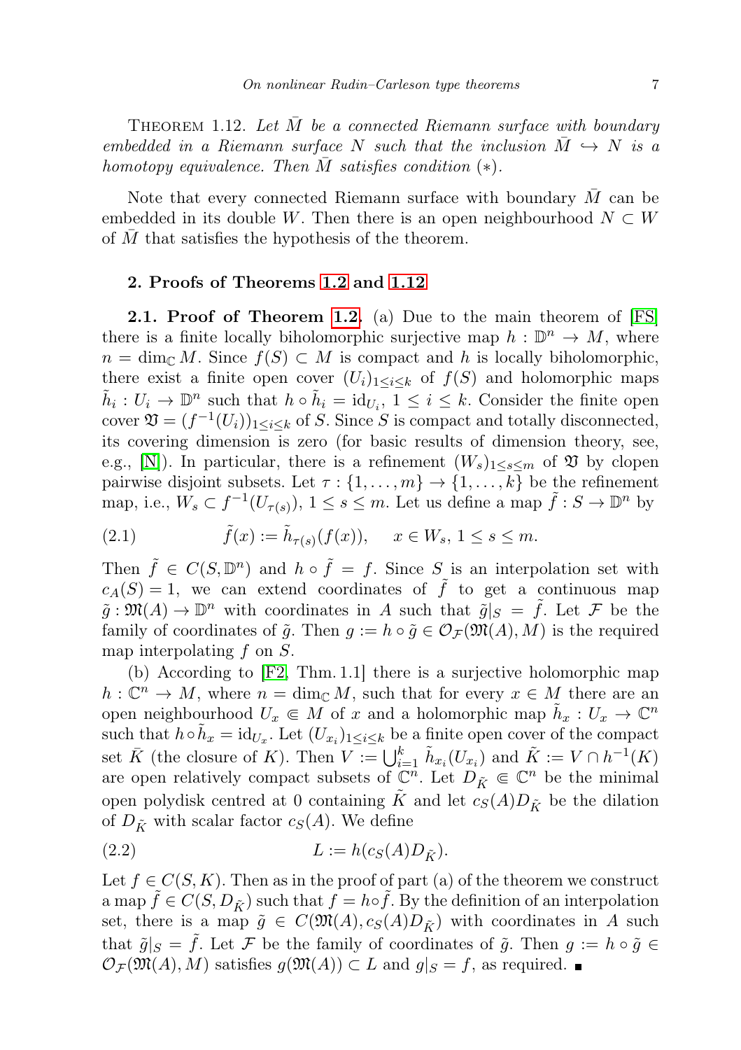THEOREM 1.12. *Let $\bar{M}$ be a connected Riemann surface with boundary embedded in a Riemann surface $N$ such that the inclusion $\bar{M} \hookrightarrow N$ is a homotopy equivalence. Then $\bar{M}$ satisfies condition* $(*)$.

Note that every connected Riemann surface with boundary $\bar{M}$ can be embedded in its double $W$. Then there is an open neighbourhood $N \subset W$ of $\bar{M}$ that satisfies the hypothesis of the theorem.

## 2. Proofs of Theorems 1.2 and 1.12

**2.1. Proof of Theorem 1.2.** (a) Due to the main theorem of [FS] there is a finite locally biholomorphic surjective map $h : \mathbb{D}^n \to M$, where $n = \dim_{\mathbb{C}} M$. Since $f(S) \subset M$ is compact and $h$ is locally biholomorphic, there exist a finite open cover $(U_i)_{1\le i\le k}$ of $f(S)$ and holomorphic maps $\tilde{h}_i : U_i \to \mathbb{D}^n$ such that $h \circ \tilde{h}_i = \mathrm{id}_{U_i}$, $1 \le i \le k$. Consider the finite open cover $\mathfrak{V} = (f^{-1}(U_i))_{1\le i\le k}$ of $S$. Since $S$ is compact and totally disconnected, its covering dimension is zero (for basic results of dimension theory, see, e.g., [N]). In particular, there is a refinement $(W_s)_{1\le s\le m}$ of $\mathfrak{V}$ by clopen pairwise disjoint subsets. Let $\tau : \{1, \dots, m\} \to \{1, \dots, k\}$ be the refinement map, i.e., $W_s \subset f^{-1}(U_{\tau(s)})$, $1 \le s \le m$. Let us define a map $\tilde{f} : S \to \mathbb{D}^n$ by

$$\tilde{f}(x) := \tilde{h}_{\tau(s)}(f(x)), \quad x \in W_s,\ 1 \le s \le m. \tag{2.1}$$

Then $\tilde{f} \in C(S, \mathbb{D}^n)$ and $h \circ \tilde{f} = f$. Since $S$ is an interpolation set with $c_A(S) = 1$, we can extend coordinates of $\tilde{f}$ to get a continuous map $\tilde{g} : \mathfrak{M}(A) \to \mathbb{D}^n$ with coordinates in $A$ such that $\tilde{g}|_S = \tilde{f}$. Let $\mathcal{F}$ be the family of coordinates of $\tilde{g}$. Then $g := h \circ \tilde{g} \in \mathcal{O}_{\mathcal{F}}(\mathfrak{M}(A), M)$ is the required map interpolating $f$ on $S$.

(b) According to [F2, Thm. 1.1] there is a surjective holomorphic map $h : \mathbb{C}^n \to M$, where $n = \dim_{\mathbb{C}} M$, such that for every $x \in M$ there are an open neighbourhood $U_x \Subset M$ of $x$ and a holomorphic map $\tilde{h}_x : U_x \to \mathbb{C}^n$ such that $h \circ \tilde{h}_x = \mathrm{id}_{U_x}$. Let $(U_{x_i})_{1\le i\le k}$ be a finite open cover of the compact set $\bar{K}$ (the closure of $K$). Then $V := \bigcup_{i=1}^k \tilde{h}_{x_i}(U_{x_i})$ and $\tilde{K} := V \cap h^{-1}(K)$ are open relatively compact subsets of $\mathbb{C}^n$. Let $D_{\tilde{K}} \Subset \mathbb{C}^n$ be the minimal open polydisk centred at 0 containing $\tilde{K}$ and let $c_S(A)D_{\tilde{K}}$ be the dilation of $D_{\tilde{K}}$ with scalar factor $c_S(A)$. We define

$$L := h(c_S(A)D_{\tilde{K}}). \tag{2.2}$$

Let $f \in C(S, K)$. Then as in the proof of part (a) of the theorem we construct a map $\tilde{f} \in C(S, D_{\tilde{K}})$ such that $f = h \circ \tilde{f}$. By the definition of an interpolation set, there is a map $\tilde{g} \in C(\mathfrak{M}(A), c_S(A)D_{\tilde{K}})$ with coordinates in $A$ such that $\tilde{g}|_S = \tilde{f}$. Let $\mathcal{F}$ be the family of coordinates of $\tilde{g}$. Then $g := h \circ \tilde{g} \in \mathcal{O}_{\mathcal{F}}(\mathfrak{M}(A), M)$ satisfies $g(\mathfrak{M}(A)) \subset L$ and $g|_S = f$, as required. ∎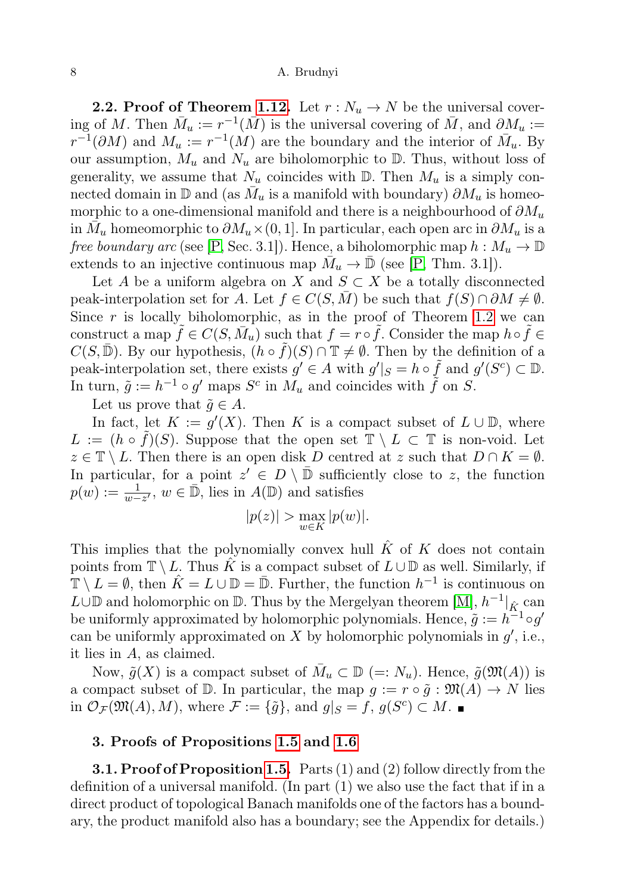**2.2. Proof of Theorem 1.12.** Let $r : N_u \to N$ be the universal covering of $M$. Then $\bar{M}_u := r^{-1}(\bar{M})$ is the universal covering of $\bar{M}$, and $\partial M_u := r^{-1}(\partial M)$ and $M_u := r^{-1}(M)$ are the boundary and the interior of $\bar{M}_u$. By our assumption, $M_u$ and $N_u$ are biholomorphic to $\mathbb{D}$. Thus, without loss of generality, we assume that $N_u$ coincides with $\mathbb{D}$. Then $M_u$ is a simply connected domain in $\mathbb{D}$ and (as $\bar{M}_u$ is a manifold with boundary) $\partial M_u$ is homeomorphic to a one-dimensional manifold and there is a neighbourhood of $\partial M_u$ in $\bar{M}_u$ homeomorphic to $\partial M_u \times (0, 1]$. In particular, each open arc in $\partial M_u$ is a *free boundary arc* (see [P, Sec. 3.1]). Hence, a biholomorphic map $h : M_u \to \mathbb{D}$ extends to an injective continuous map $\bar{M}_u \to \bar{\mathbb{D}}$ (see [P, Thm. 3.1]).

Let $A$ be a uniform algebra on $X$ and $S \subset X$ be a totally disconnected peak-interpolation set for $A$. Let $f \in C(S, \bar{M})$ be such that $f(S) \cap \partial M \neq \emptyset$. Since $r$ is locally biholomorphic, as in the proof of Theorem 1.2 we can construct a map $\tilde{f} \in C(S, \bar{M}_u)$ such that $f = r \circ \tilde{f}$. Consider the map $h \circ \tilde{f} \in C(S, \bar{\mathbb{D}})$. By our hypothesis, $(h \circ \tilde{f})(S) \cap \mathbb{T} \neq \emptyset$. Then by the definition of a peak-interpolation set, there exists $g' \in A$ with $g'|_S = h \circ \tilde{f}$ and $g'(S^c) \subset \mathbb{D}$. In turn, $\tilde{g} := h^{-1} \circ g'$ maps $S^c$ in $M_u$ and coincides with $\tilde{f}$ on $S$.

Let us prove that $\tilde{g} \in A$.

In fact, let $K := g'(X)$. Then $K$ is a compact subset of $L \cup \mathbb{D}$, where $L := (h \circ \tilde{f})(S)$. Suppose that the open set $\mathbb{T} \setminus L \subset \mathbb{T}$ is non-void. Let $z \in \mathbb{T} \setminus L$. Then there is an open disk $D$ centred at $z$ such that $D \cap K = \emptyset$. In particular, for a point $z' \in D \setminus \bar{\mathbb{D}}$ sufficiently close to $z$, the function $p(w) := \frac{1}{w - z'}$, $w \in \bar{\mathbb{D}}$, lies in $A(\mathbb{D})$ and satisfies

$$|p(z)| > \max_{w \in K} |p(w)|.$$

This implies that the polynomially convex hull $\hat{K}$ of $K$ does not contain points from $\mathbb{T} \setminus L$. Thus $\hat{K}$ is a compact subset of $L \cup \mathbb{D}$ as well. Similarly, if $\mathbb{T} \setminus L = \emptyset$, then $\hat{K} = L \cup \mathbb{D} = \bar{\mathbb{D}}$. Further, the function $h^{-1}$ is continuous on $L \cup \mathbb{D}$ and holomorphic on $\mathbb{D}$. Thus by the Mergelyan theorem [M], $h^{-1}|_{\hat{K}}$ can be uniformly approximated by holomorphic polynomials. Hence, $\tilde{g} := h^{-1} \circ g'$ can be uniformly approximated on $X$ by holomorphic polynomials in $g'$, i.e., it lies in $A$, as claimed.

Now, $\tilde{g}(X)$ is a compact subset of $\bar{M}_u \subset \mathbb{D}$ $(=: N_u)$. Hence, $\tilde{g}(\mathfrak{M}(A))$ is a compact subset of $\mathbb{D}$. In particular, the map $g := r \circ \tilde{g} : \mathfrak{M}(A) \to N$ lies in $\mathcal{O}_{\mathcal{F}}(\mathfrak{M}(A), M)$, where $\mathcal{F} := \{\tilde{g}\}$, and $g|_S = f$, $g(S^c) \subset M$. ∎

## 3. Proofs of Propositions 1.5 and 1.6

**3.1. Proof of Proposition 1.5.** Parts (1) and (2) follow directly from the definition of a universal manifold. (In part (1) we also use the fact that if in a direct product of topological Banach manifolds one of the factors has a boundary, the product manifold also has a boundary; see the Appendix for details.)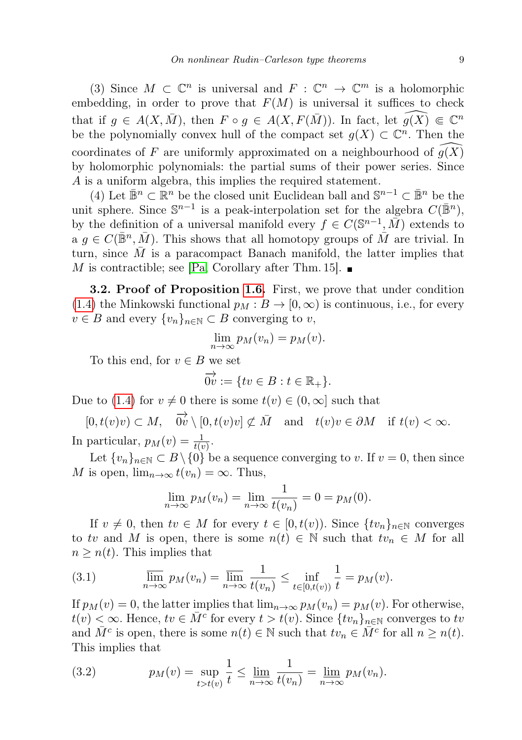(3) Since $M \subset \mathbb{C}^n$ is universal and $F : \mathbb{C}^n \to \mathbb{C}^m$ is a holomorphic embedding, in order to prove that $F(M)$ is universal it suffices to check that if $g \in A(X, \bar{M})$, then $F \circ g \in A(X, F(\bar{M}))$. In fact, let $\widehat{g(X)} \Subset \mathbb{C}^n$ be the polynomially convex hull of the compact set $g(X) \subset \mathbb{C}^n$. Then the coordinates of $F$ are uniformly approximated on a neighbourhood of $\widehat{g(X)}$ by holomorphic polynomials: the partial sums of their power series. Since $A$ is a uniform algebra, this implies the required statement.

(4) Let $\bar{\mathbb{B}}^n \subset \mathbb{R}^n$ be the closed unit Euclidean ball and $\mathbb{S}^{n-1} \subset \bar{\mathbb{B}}^n$ be the unit sphere. Since $\mathbb{S}^{n-1}$ is a peak-interpolation set for the algebra $C(\bar{\mathbb{B}}^n)$, by the definition of a universal manifold every $f \in C(\mathbb{S}^{n-1}, \bar{M})$ extends to a $g \in C(\bar{\mathbb{B}}^n, \bar{M})$. This shows that all homotopy groups of $\bar{M}$ are trivial. In turn, since $\bar{M}$ is a paracompact Banach manifold, the latter implies that $M$ is contractible; see [Pa, Corollary after Thm. 15]. ■

**3.2. Proof of Proposition 1.6.** First, we prove that under condition (1.4) the Minkowski functional $p_M : B \to [0, \infty)$ is continuous, i.e., for every $v \in B$ and every $\{v_n\}_{n\in\mathbb{N}} \subset B$ converging to $v$,

$$\lim_{n\to\infty} p_M(v_n) = p_M(v).$$

To this end, for $v \in B$ we set

$$\overrightarrow{0v} := \{tv \in B : t \in \mathbb{R}_+\}.$$

Due to (1.4) for $v \neq 0$ there is some $t(v) \in (0, \infty]$ such that

$$[0, t(v)v) \subset M, \quad \overrightarrow{0v} \setminus [0, t(v)v] \not\subset \bar{M} \quad \text{and} \quad t(v)v \in \partial M \quad \text{if } t(v) < \infty.$$

In particular, $p_M(v) = \frac{1}{t(v)}$.

Let $\{v_n\}_{n\in\mathbb{N}} \subset B \setminus \{0\}$ be a sequence converging to $v$. If $v = 0$, then since $M$ is open, $\lim_{n\to\infty} t(v_n) = \infty$. Thus,

$$\lim_{n\to\infty} p_M(v_n) = \lim_{n\to\infty} \frac{1}{t(v_n)} = 0 = p_M(0).$$

If $v \neq 0$, then $tv \in M$ for every $t \in [0, t(v))$. Since $\{tv_n\}_{n\in\mathbb{N}}$ converges to $tv$ and $M$ is open, there is some $n(t) \in \mathbb{N}$ such that $tv_n \in M$ for all $n \geq n(t)$. This implies that

$$\overline{\lim_{n\to\infty}}\, p_M(v_n) = \overline{\lim_{n\to\infty}}\, \frac{1}{t(v_n)} \leq \inf_{t\in[0,t(v))} \frac{1}{t} = p_M(v). \tag{3.1}$$

If $p_M(v) = 0$, the latter implies that $\lim_{n\to\infty} p_M(v_n) = p_M(v)$. For otherwise, $t(v) < \infty$. Hence, $tv \in \bar{M}^c$ for every $t > t(v)$. Since $\{tv_n\}_{n\in\mathbb{N}}$ converges to $tv$ and $\bar{M}^c$ is open, there is some $n(t) \in \mathbb{N}$ such that $tv_n \in \bar{M}^c$ for all $n \geq n(t)$. This implies that

$$p_M(v) = \sup_{t>t(v)} \frac{1}{t} \leq \underline{\lim_{n\to\infty}}\, \frac{1}{t(v_n)} = \underline{\lim_{n\to\infty}}\, p_M(v_n). \tag{3.2}$$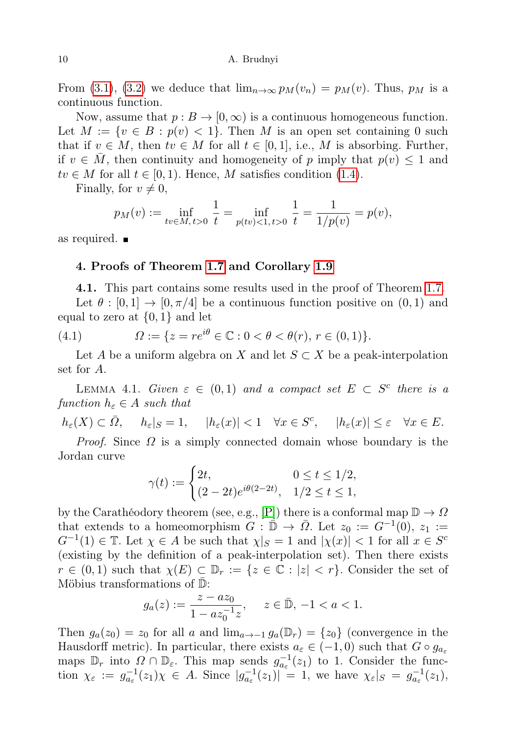From (3.1), (3.2) we deduce that $\lim_{n\to\infty} p_M(v_n) = p_M(v)$. Thus, $p_M$ is a continuous function.

Now, assume that $p : B \to [0,\infty)$ is a continuous homogeneous function. Let $M := \{v \in B : p(v) < 1\}$. Then $M$ is an open set containing 0 such that if $v \in M$, then $tv \in M$ for all $t \in [0,1]$, i.e., $M$ is absorbing. Further, if $v \in \bar{M}$, then continuity and homogeneity of $p$ imply that $p(v) \le 1$ and $tv \in M$ for all $t \in [0,1)$. Hence, $M$ satisfies condition (1.4).

Finally, for $v \neq 0$,

$$p_M(v) := \inf_{tv\in M,\, t>0} \frac{1}{t} = \inf_{p(tv)<1,\, t>0} \frac{1}{t} = \frac{1}{1/p(v)} = p(v),$$

as required. ∎

## 4. Proofs of Theorem 1.7 and Corollary 1.9

**4.1.** This part contains some results used in the proof of Theorem 1.7.

Let $\theta : [0,1] \to [0,\pi/4]$ be a continuous function positive on $(0,1)$ and equal to zero at $\{0,1\}$ and let

$$\Omega := \{z = re^{i\theta} \in \mathbb{C} : 0 < \theta < \theta(r),\ r \in (0,1)\}. \tag{4.1}$$

Let $A$ be a uniform algebra on $X$ and let $S \subset X$ be a peak-interpolation set for $A$.

Lemma 4.1. *Given $\varepsilon \in (0,1)$ and a compact set $E \subset S^c$ there is a function $h_\varepsilon \in A$ such that*

$$h_\varepsilon(X) \subset \bar{\Omega}, \quad h_\varepsilon|_S = 1, \quad |h_\varepsilon(x)| < 1 \quad \forall x \in S^c, \quad |h_\varepsilon(x)| \le \varepsilon \quad \forall x \in E.$$

*Proof.* Since $\Omega$ is a simply connected domain whose boundary is the Jordan curve

$$\gamma(t) := \begin{cases} 2t, & 0 \le t \le 1/2, \\ (2-2t)e^{i\theta(2-2t)}, & 1/2 \le t \le 1, \end{cases}$$

by the Carathéodory theorem (see, e.g., [P]) there is a conformal map $\mathbb{D} \to \Omega$ that extends to a homeomorphism $G : \bar{\mathbb{D}} \to \bar{\Omega}$. Let $z_0 := G^{-1}(0)$, $z_1 := G^{-1}(1) \in \mathbb{T}$. Let $\chi \in A$ be such that $\chi|_S = 1$ and $|\chi(x)| < 1$ for all $x \in S^c$ (existing by the definition of a peak-interpolation set). Then there exists $r \in (0,1)$ such that $\chi(E) \subset \mathbb{D}_r := \{z \in \mathbb{C} : |z| < r\}$. Consider the set of Möbius transformations of $\bar{\mathbb{D}}$:

$$g_a(z) := \frac{z - az_0}{1 - az_0^{-1}z}, \quad z \in \bar{\mathbb{D}},\ -1 < a < 1.$$

Then $g_a(z_0) = z_0$ for all $a$ and $\lim_{a\to -1} g_a(\mathbb{D}_r) = \{z_0\}$ (convergence in the Hausdorff metric). In particular, there exists $a_\varepsilon \in (-1,0)$ such that $G \circ g_{a_\varepsilon}$ maps $\mathbb{D}_r$ into $\Omega \cap \mathbb{D}_\varepsilon$. This map sends $g_{a_\varepsilon}^{-1}(z_1)$ to 1. Consider the function $\chi_\varepsilon := g_{a_\varepsilon}^{-1}(z_1)\chi \in A$. Since $|g_{a_\varepsilon}^{-1}(z_1)| = 1$, we have $\chi_\varepsilon|_S = g_{a_\varepsilon}^{-1}(z_1)$,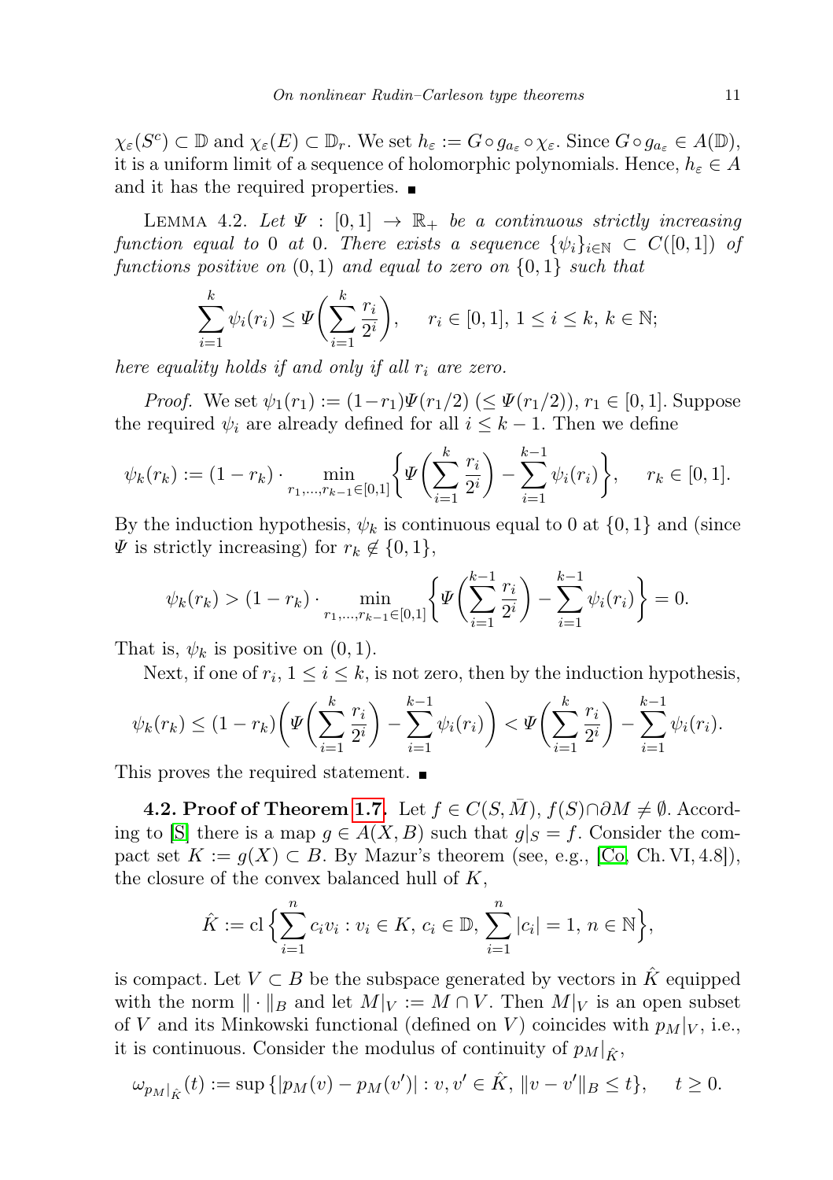$\chi_\varepsilon(S^c) \subset \mathbb{D}$ and $\chi_\varepsilon(E) \subset \mathbb{D}_r$. We set $h_\varepsilon := G \circ g_{a_\varepsilon} \circ \chi_\varepsilon$. Since $G \circ g_{a_\varepsilon} \in A(\mathbb{D})$, it is a uniform limit of a sequence of holomorphic polynomials. Hence, $h_\varepsilon \in A$ and it has the required properties. ■

LEMMA 4.2. *Let $\Psi : [0,1] \to \mathbb{R}_+$ be a continuous strictly increasing function equal to 0 at 0. There exists a sequence $\{\psi_i\}_{i\in\mathbb{N}} \subset C([0,1])$ of functions positive on $(0,1)$ and equal to zero on $\{0,1\}$ such that*

$$\sum_{i=1}^{k} \psi_i(r_i) \le \Psi\bigg(\sum_{i=1}^{k} \frac{r_i}{2^i}\bigg), \qquad r_i \in [0,1],\ 1 \le i \le k,\ k \in \mathbb{N};$$

*here equality holds if and only if all $r_i$ are zero.*

*Proof.* We set $\psi_1(r_1) := (1-r_1)\Psi(r_1/2)$ $(\le \Psi(r_1/2))$, $r_1 \in [0,1]$. Suppose the required $\psi_i$ are already defined for all $i \le k-1$. Then we define

$$\psi_k(r_k) := (1-r_k) \cdot \min_{r_1,\dots,r_{k-1}\in[0,1]} \bigg\{\Psi\bigg(\sum_{i=1}^{k} \frac{r_i}{2^i}\bigg) - \sum_{i=1}^{k-1} \psi_i(r_i)\bigg\}, \qquad r_k \in [0,1].$$

By the induction hypothesis, $\psi_k$ is continuous equal to 0 at $\{0,1\}$ and (since $\Psi$ is strictly increasing) for $r_k \notin \{0,1\}$,

$$\psi_k(r_k) > (1-r_k) \cdot \min_{r_1,\dots,r_{k-1}\in[0,1]} \bigg\{\Psi\bigg(\sum_{i=1}^{k-1} \frac{r_i}{2^i}\bigg) - \sum_{i=1}^{k-1} \psi_i(r_i)\bigg\} = 0.$$

That is, $\psi_k$ is positive on $(0,1)$.

Next, if one of $r_i$, $1 \le i \le k$, is not zero, then by the induction hypothesis,

$$\psi_k(r_k) \le (1-r_k)\bigg(\Psi\bigg(\sum_{i=1}^{k} \frac{r_i}{2^i}\bigg) - \sum_{i=1}^{k-1} \psi_i(r_i)\bigg) < \Psi\bigg(\sum_{i=1}^{k} \frac{r_i}{2^i}\bigg) - \sum_{i=1}^{k-1} \psi_i(r_i).$$

This proves the required statement. ■

**4.2. Proof of Theorem 1.7.** Let $f \in C(S, \bar{M})$, $f(S) \cap \partial M \neq \emptyset$. According to [S] there is a map $g \in A(X,B)$ such that $g|_S = f$. Consider the compact set $K := g(X) \subset B$. By Mazur's theorem (see, e.g., [Co, Ch. VI, 4.8]), the closure of the convex balanced hull of $K$,

$$\hat{K} := \mathrm{cl}\,\bigg\{\sum_{i=1}^{n} c_i v_i : v_i \in K,\ c_i \in \mathbb{D},\ \sum_{i=1}^{n} |c_i| = 1,\ n \in \mathbb{N}\bigg\},$$

is compact. Let $V \subset B$ be the subspace generated by vectors in $\hat{K}$ equipped with the norm $\|\cdot\|_B$ and let $M|_V := M \cap V$. Then $M|_V$ is an open subset of $V$ and its Minkowski functional (defined on $V$) coincides with $p_M|_V$, i.e., it is continuous. Consider the modulus of continuity of $p_M|_{\hat{K}}$,

$$\omega_{p_M|_{\hat{K}}}(t) := \sup\{|p_M(v) - p_M(v')| : v, v' \in \hat{K},\ \|v - v'\|_B \le t\}, \qquad t \ge 0.$$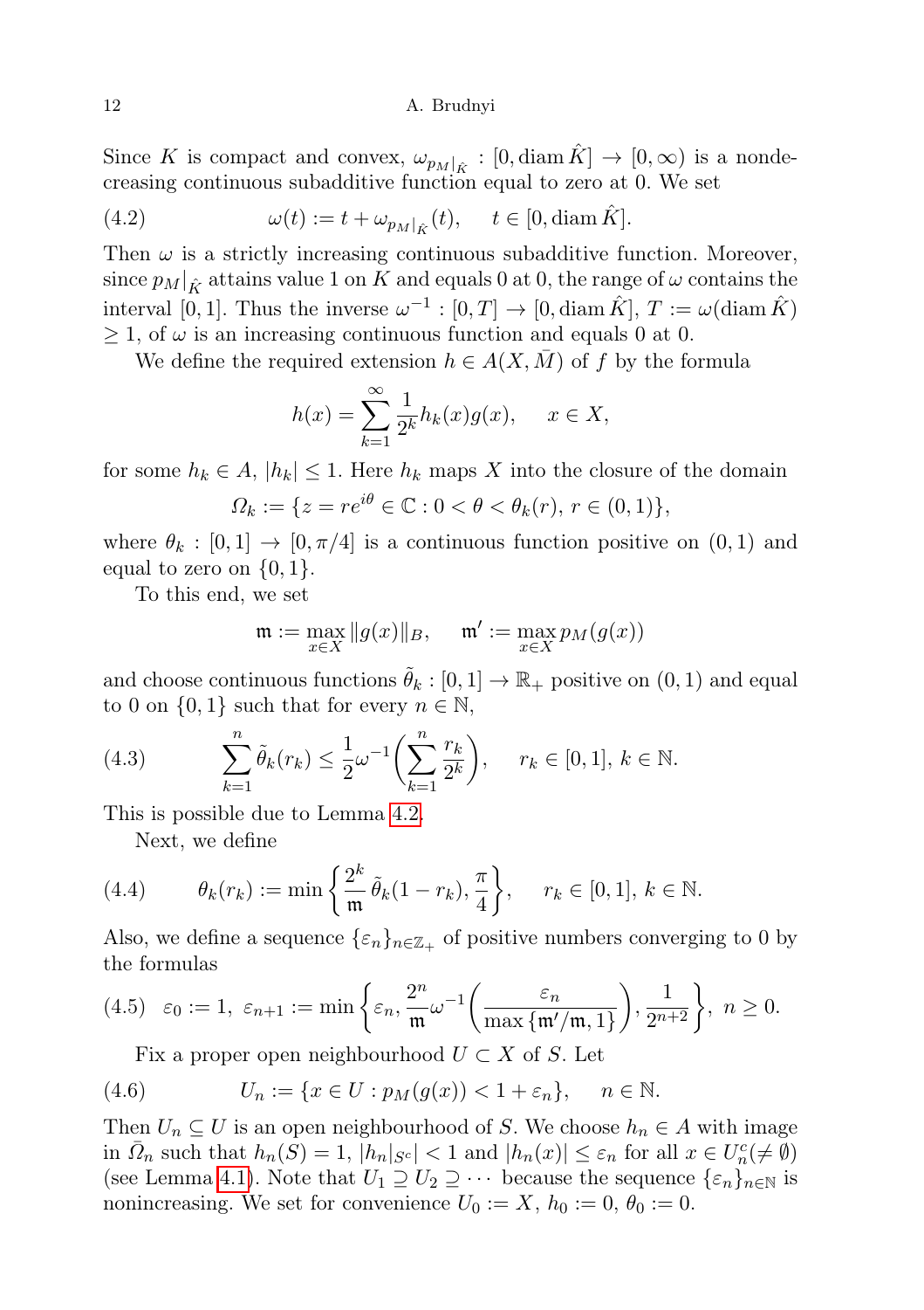Since $K$ is compact and convex, $\omega_{p_M|_{\hat{K}}} : [0, \operatorname{diam} \hat{K}] \to [0, \infty)$ is a nondecreasing continuous subadditive function equal to zero at 0. We set

$$\omega(t) := t + \omega_{p_M|_{\hat{K}}}(t), \qquad t \in [0, \operatorname{diam} \hat{K}]. \tag{4.2}$$

Then $\omega$ is a strictly increasing continuous subadditive function. Moreover, since $p_M|_{\hat{K}}$ attains value 1 on $K$ and equals 0 at 0, the range of $\omega$ contains the interval $[0, 1]$. Thus the inverse $\omega^{-1} : [0, T] \to [0, \operatorname{diam} \hat{K}]$, $T := \omega(\operatorname{diam} \hat{K}) \geq 1$, of $\omega$ is an increasing continuous function and equals 0 at 0.

We define the required extension $h \in A(X, \bar{M})$ of $f$ by the formula

$$h(x) = \sum_{k=1}^{\infty} \frac{1}{2^k} h_k(x) g(x), \qquad x \in X,$$

for some $h_k \in A$, $|h_k| \leq 1$. Here $h_k$ maps $X$ into the closure of the domain

$$\Omega_k := \{z = re^{i\theta} \in \mathbb{C} : 0 < \theta < \theta_k(r),\ r \in (0, 1)\},$$

where $\theta_k : [0, 1] \to [0, \pi/4]$ is a continuous function positive on $(0, 1)$ and equal to zero on $\{0, 1\}$.

To this end, we set

$$\mathfrak{m} := \max_{x \in X} \|g(x)\|_B, \qquad \mathfrak{m}' := \max_{x \in X} p_M(g(x))$$

and choose continuous functions $\tilde{\theta}_k : [0, 1] \to \mathbb{R}_+$ positive on $(0, 1)$ and equal to 0 on $\{0, 1\}$ such that for every $n \in \mathbb{N}$,

$$\sum_{k=1}^{n} \tilde{\theta}_k(r_k) \leq \frac{1}{2} \omega^{-1}\left(\sum_{k=1}^{n} \frac{r_k}{2^k}\right), \qquad r_k \in [0, 1],\ k \in \mathbb{N}. \tag{4.3}$$

This is possible due to Lemma 4.2.

Next, we define

$$\theta_k(r_k) := \min\left\{\frac{2^k}{\mathfrak{m}} \tilde{\theta}_k(1 - r_k), \frac{\pi}{4}\right\}, \qquad r_k \in [0, 1],\ k \in \mathbb{N}. \tag{4.4}$$

Also, we define a sequence $\{\varepsilon_n\}_{n \in \mathbb{Z}_+}$ of positive numbers converging to 0 by the formulas

$$\varepsilon_0 := 1,\ \varepsilon_{n+1} := \min\left\{\varepsilon_n, \frac{2^n}{\mathfrak{m}} \omega^{-1}\left(\frac{\varepsilon_n}{\max\{\mathfrak{m}'/\mathfrak{m}, 1\}}\right), \frac{1}{2^{n+2}}\right\},\ n \geq 0. \tag{4.5}$$

Fix a proper open neighbourhood $U \subset X$ of $S$. Let

$$U_n := \{x \in U : p_M(g(x)) < 1 + \varepsilon_n\}, \qquad n \in \mathbb{N}. \tag{4.6}$$

Then $U_n \subseteq U$ is an open neighbourhood of $S$. We choose $h_n \in A$ with image in $\bar{\Omega}_n$ such that $h_n(S) = 1$, $|h_n|_{S^c}| < 1$ and $|h_n(x)| \leq \varepsilon_n$ for all $x \in U_n^c (\neq \emptyset)$ (see Lemma 4.1). Note that $U_1 \supseteq U_2 \supseteq \cdots$ because the sequence $\{\varepsilon_n\}_{n \in \mathbb{N}}$ is nonincreasing. We set for convenience $U_0 := X$, $h_0 := 0$, $\theta_0 := 0$.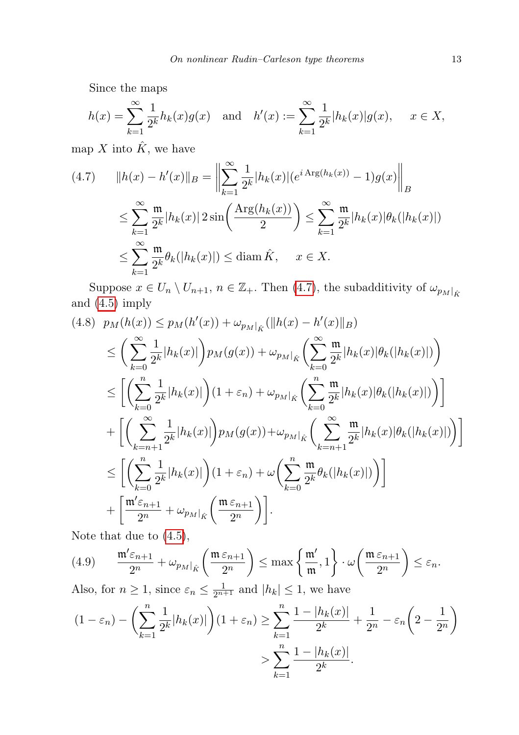Since the maps

$$h(x) = \sum_{k=1}^{\infty} \frac{1}{2^k} h_k(x) g(x) \quad \text{and} \quad h'(x) := \sum_{k=1}^{\infty} \frac{1}{2^k} |h_k(x)| g(x), \qquad x \in X,$$

map $X$ into $\hat{K}$, we have

$$\begin{aligned}
(4.7) \qquad \|h(x) - h'(x)\|_B &= \left\| \sum_{k=1}^{\infty} \frac{1}{2^k} |h_k(x)| (e^{i \operatorname{Arg}(h_k(x))} - 1) g(x) \right\|_B \\
&\leq \sum_{k=1}^{\infty} \frac{\mathfrak{m}}{2^k} |h_k(x)| \, 2 \sin\left( \frac{\operatorname{Arg}(h_k(x))}{2} \right) \leq \sum_{k=1}^{\infty} \frac{\mathfrak{m}}{2^k} |h_k(x)| \theta_k(|h_k(x)|) \\
&\leq \sum_{k=1}^{\infty} \frac{\mathfrak{m}}{2^k} \theta_k(|h_k(x)|) \leq \operatorname{diam} \hat{K}, \qquad x \in X.
\end{aligned}$$

Suppose $x \in U_n \setminus U_{n+1}$, $n \in \mathbb{Z}_+$. Then (4.7), the subadditivity of $\omega_{p_M|_{\hat{K}}}$ and (4.5) imply

$$\begin{aligned}
(4.8) \quad p_M(h(x)) &\leq p_M(h'(x)) + \omega_{p_M|_{\hat{K}}}(\|h(x) - h'(x)\|_B) \\
&\leq \left( \sum_{k=0}^{\infty} \frac{1}{2^k} |h_k(x)| \right) p_M(g(x)) + \omega_{p_M|_{\hat{K}}} \left( \sum_{k=0}^{\infty} \frac{\mathfrak{m}}{2^k} |h_k(x)| \theta_k(|h_k(x)|) \right) \\
&\leq \left[ \left( \sum_{k=0}^{n} \frac{1}{2^k} |h_k(x)| \right) (1 + \varepsilon_n) + \omega_{p_M|_{\hat{K}}} \left( \sum_{k=0}^{n} \frac{\mathfrak{m}}{2^k} |h_k(x)| \theta_k(|h_k(x)|) \right) \right] \\
&\quad + \left[ \left( \sum_{k=n+1}^{\infty} \frac{1}{2^k} |h_k(x)| \right) p_M(g(x)) + \omega_{p_M|_{\hat{K}}} \left( \sum_{k=n+1}^{\infty} \frac{\mathfrak{m}}{2^k} |h_k(x)| \theta_k(|h_k(x)|) \right) \right] \\
&\leq \left[ \left( \sum_{k=0}^{n} \frac{1}{2^k} |h_k(x)| \right) (1 + \varepsilon_n) + \omega \left( \sum_{k=0}^{n} \frac{\mathfrak{m}}{2^k} \theta_k(|h_k(x)|) \right) \right] \\
&\quad + \left[ \frac{\mathfrak{m}' \varepsilon_{n+1}}{2^n} + \omega_{p_M|_{\hat{K}}} \left( \frac{\mathfrak{m} \, \varepsilon_{n+1}}{2^n} \right) \right].
\end{aligned}$$

Note that due to (4.5),

$$(4.9) \qquad \frac{\mathfrak{m}' \varepsilon_{n+1}}{2^n} + \omega_{p_M|_{\hat{K}}} \left( \frac{\mathfrak{m} \, \varepsilon_{n+1}}{2^n} \right) \leq \max\left\{ \frac{\mathfrak{m}'}{\mathfrak{m}}, 1 \right\} \cdot \omega \left( \frac{\mathfrak{m} \, \varepsilon_{n+1}}{2^n} \right) \leq \varepsilon_n.$$

Also, for $n \geq 1$, since $\varepsilon_n \leq \frac{1}{2^{n+1}}$ and $|h_k| \leq 1$, we have

$$\begin{aligned}
(1 - \varepsilon_n) - \left( \sum_{k=1}^{n} \frac{1}{2^k} |h_k(x)| \right) (1 + \varepsilon_n) &\geq \sum_{k=1}^{n} \frac{1 - |h_k(x)|}{2^k} + \frac{1}{2^n} - \varepsilon_n \left( 2 - \frac{1}{2^n} \right) \\
&> \sum_{k=1}^{n} \frac{1 - |h_k(x)|}{2^k}.
\end{aligned}$$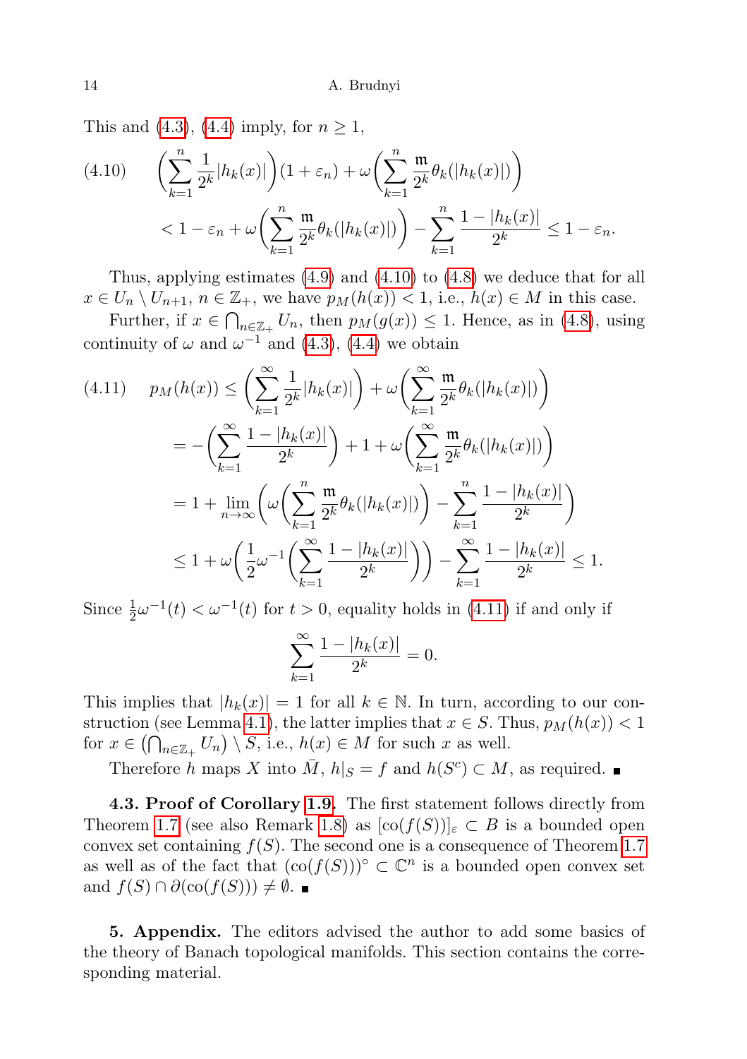This and (4.3), (4.4) imply, for $n \geq 1$,

$$
\begin{aligned}
(4.10) \qquad & \left(\sum_{k=1}^{n} \frac{1}{2^k}|h_k(x)|\right)(1+\varepsilon_n) + \omega\left(\sum_{k=1}^{n} \frac{\mathfrak{m}}{2^k}\theta_k(|h_k(x)|)\right) \\
& < 1 - \varepsilon_n + \omega\left(\sum_{k=1}^{n} \frac{\mathfrak{m}}{2^k}\theta_k(|h_k(x)|)\right) - \sum_{k=1}^{n} \frac{1-|h_k(x)|}{2^k} \leq 1 - \varepsilon_n.
\end{aligned}
$$

Thus, applying estimates (4.9) and (4.10) to (4.8) we deduce that for all $x \in U_n \setminus U_{n+1}$, $n \in \mathbb{Z}_+$, we have $p_M(h(x)) < 1$, i.e., $h(x) \in M$ in this case.

Further, if $x \in \bigcap_{n \in \mathbb{Z}_+} U_n$, then $p_M(g(x)) \leq 1$. Hence, as in (4.8), using continuity of $\omega$ and $\omega^{-1}$ and (4.3), (4.4) we obtain

$$
\begin{aligned}
(4.11) \qquad p_M(h(x)) & \leq \left(\sum_{k=1}^{\infty} \frac{1}{2^k}|h_k(x)|\right) + \omega\left(\sum_{k=1}^{\infty} \frac{\mathfrak{m}}{2^k}\theta_k(|h_k(x)|)\right) \\
& = -\left(\sum_{k=1}^{\infty} \frac{1-|h_k(x)|}{2^k}\right) + 1 + \omega\left(\sum_{k=1}^{\infty} \frac{\mathfrak{m}}{2^k}\theta_k(|h_k(x)|)\right) \\
& = 1 + \lim_{n\to\infty}\left(\omega\left(\sum_{k=1}^{n} \frac{\mathfrak{m}}{2^k}\theta_k(|h_k(x)|)\right) - \sum_{k=1}^{n} \frac{1-|h_k(x)|}{2^k}\right) \\
& \leq 1 + \omega\left(\frac{1}{2}\omega^{-1}\left(\sum_{k=1}^{\infty} \frac{1-|h_k(x)|}{2^k}\right)\right) - \sum_{k=1}^{\infty} \frac{1-|h_k(x)|}{2^k} \leq 1.
\end{aligned}
$$

Since $\frac{1}{2}\omega^{-1}(t) < \omega^{-1}(t)$ for $t > 0$, equality holds in (4.11) if and only if

$$
\sum_{k=1}^{\infty} \frac{1-|h_k(x)|}{2^k} = 0.
$$

This implies that $|h_k(x)| = 1$ for all $k \in \mathbb{N}$. In turn, according to our construction (see Lemma 4.1), the latter implies that $x \in S$. Thus, $p_M(h(x)) < 1$ for $x \in \left(\bigcap_{n\in\mathbb{Z}_+} U_n\right) \setminus S$, i.e., $h(x) \in M$ for such $x$ as well.

Therefore $h$ maps $X$ into $\bar{M}$, $h|_S = f$ and $h(S^c) \subset M$, as required. ∎

**4.3. Proof of Corollary 1.9.** The first statement follows directly from Theorem 1.7 (see also Remark 1.8) as $[\mathrm{co}(f(S))]_\varepsilon \subset B$ is a bounded open convex set containing $f(S)$. The second one is a consequence of Theorem 1.7 as well as of the fact that $(\mathrm{co}(f(S)))^\circ \subset \mathbb{C}^n$ is a bounded open convex set and $f(S) \cap \partial(\mathrm{co}(f(S))) \neq \emptyset$. ∎

## 5. Appendix.

The editors advised the author to add some basics of the theory of Banach topological manifolds. This section contains the corresponding material.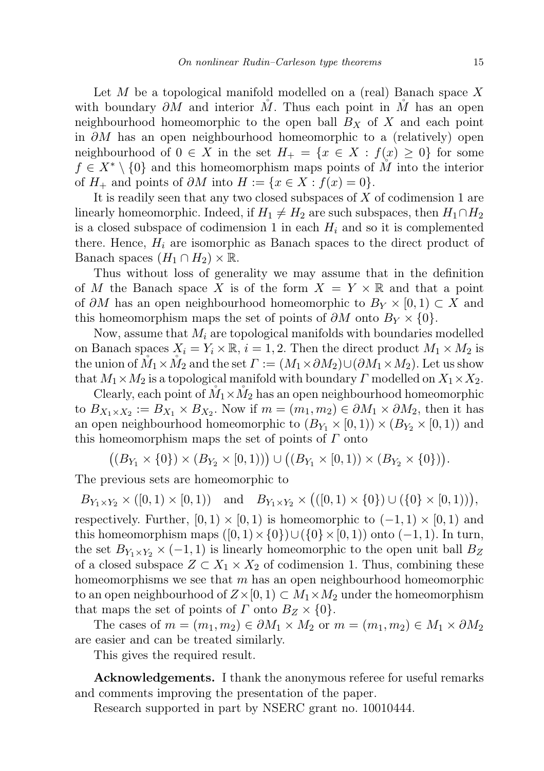Let $M$ be a topological manifold modelled on a (real) Banach space $X$ with boundary $\partial M$ and interior $\mathring{M}$. Thus each point in $\mathring{M}$ has an open neighbourhood homeomorphic to the open ball $B_X$ of $X$ and each point in $\partial M$ has an open neighbourhood homeomorphic to a (relatively) open neighbourhood of $0 \in X$ in the set $H_+ = \{x \in X : f(x) \geq 0\}$ for some $f \in X^* \setminus \{0\}$ and this homeomorphism maps points of $\mathring{M}$ into the interior of $H_+$ and points of $\partial M$ into $H := \{x \in X : f(x) = 0\}$.

It is readily seen that any two closed subspaces of $X$ of codimension 1 are linearly homeomorphic. Indeed, if $H_1 \neq H_2$ are such subspaces, then $H_1 \cap H_2$ is a closed subspace of codimension 1 in each $H_i$ and so it is complemented there. Hence, $H_i$ are isomorphic as Banach spaces to the direct product of Banach spaces $(H_1 \cap H_2) \times \mathbb{R}$.

Thus without loss of generality we may assume that in the definition of $M$ the Banach space $X$ is of the form $X = Y \times \mathbb{R}$ and that a point of $\partial M$ has an open neighbourhood homeomorphic to $B_Y \times [0, 1) \subset X$ and this homeomorphism maps the set of points of $\partial M$ onto $B_Y \times \{0\}$.

Now, assume that $M_i$ are topological manifolds with boundaries modelled on Banach spaces $X_i = Y_i \times \mathbb{R}$, $i = 1, 2$. Then the direct product $M_1 \times M_2$ is the union of $\mathring{M}_1 \times \mathring{M}_2$ and the set $\Gamma := (M_1 \times \partial M_2) \cup (\partial M_1 \times M_2)$. Let us show that $M_1 \times M_2$ is a topological manifold with boundary $\Gamma$ modelled on $X_1 \times X_2$.

Clearly, each point of $\mathring{M}_1 \times \mathring{M}_2$ has an open neighbourhood homeomorphic to $B_{X_1 \times X_2} := B_{X_1} \times B_{X_2}$. Now if $m = (m_1, m_2) \in \partial M_1 \times \partial M_2$, then it has an open neighbourhood homeomorphic to $(B_{Y_1} \times [0, 1)) \times (B_{Y_2} \times [0, 1))$ and this homeomorphism maps the set of points of $\Gamma$ onto

$$\big((B_{Y_1} \times \{0\}) \times (B_{Y_2} \times [0, 1))\big) \cup \big((B_{Y_1} \times [0, 1)) \times (B_{Y_2} \times \{0\})\big).$$

The previous sets are homeomorphic to

$$B_{Y_1 \times Y_2} \times ([0, 1) \times [0, 1)) \quad \text{and} \quad B_{Y_1 \times Y_2} \times \big(([0, 1) \times \{0\}) \cup (\{0\} \times [0, 1))\big),$$

respectively. Further, $[0, 1) \times [0, 1)$ is homeomorphic to $(-1, 1) \times [0, 1)$ and this homeomorphism maps $([0, 1) \times \{0\}) \cup (\{0\} \times [0, 1))$ onto $(-1, 1)$. In turn, the set $B_{Y_1 \times Y_2} \times (-1, 1)$ is linearly homeomorphic to the open unit ball $B_Z$ of a closed subspace $Z \subset X_1 \times X_2$ of codimension 1. Thus, combining these homeomorphisms we see that $m$ has an open neighbourhood homeomorphic to an open neighbourhood of $Z \times [0, 1) \subset M_1 \times M_2$ under the homeomorphism that maps the set of points of $\Gamma$ onto $B_Z \times \{0\}$.

The cases of $m = (m_1, m_2) \in \partial M_1 \times M_2$ or $m = (m_1, m_2) \in M_1 \times \partial M_2$ are easier and can be treated similarly.

This gives the required result.

**Acknowledgements.** I thank the anonymous referee for useful remarks and comments improving the presentation of the paper.

Research supported in part by NSERC grant no. 10010444.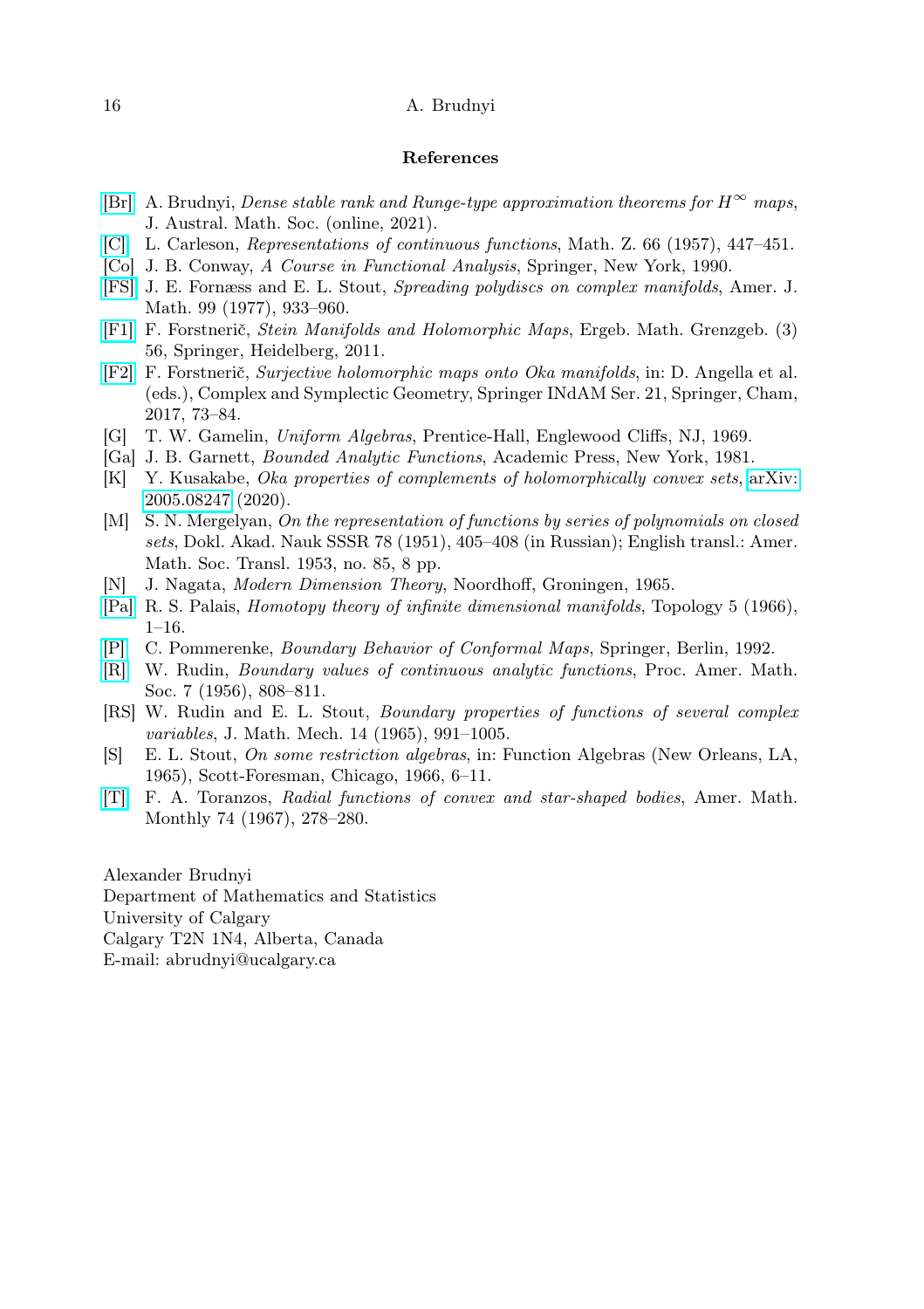## References

[Br] A. Brudnyi, *Dense stable rank and Runge-type approximation theorems for $H^\infty$ maps*, J. Austral. Math. Soc. (online, 2021).

[C] L. Carleson, *Representations of continuous functions*, Math. Z. 66 (1957), 447–451.

[Co] J. B. Conway, *A Course in Functional Analysis*, Springer, New York, 1990.

[FS] J. E. Fornæss and E. L. Stout, *Spreading polydiscs on complex manifolds*, Amer. J. Math. 99 (1977), 933–960.

[F1] F. Forstnerič, *Stein Manifolds and Holomorphic Maps*, Ergeb. Math. Grenzgeb. (3) 56, Springer, Heidelberg, 2011.

[F2] F. Forstnerič, *Surjective holomorphic maps onto Oka manifolds*, in: D. Angella et al. (eds.), Complex and Symplectic Geometry, Springer INdAM Ser. 21, Springer, Cham, 2017, 73–84.

[G] T. W. Gamelin, *Uniform Algebras*, Prentice-Hall, Englewood Cliffs, NJ, 1969.

[Ga] J. B. Garnett, *Bounded Analytic Functions*, Academic Press, New York, 1981.

[K] Y. Kusakabe, *Oka properties of complements of holomorphically convex sets*, arXiv: 2005.08247 (2020).

[M] S. N. Mergelyan, *On the representation of functions by series of polynomials on closed sets*, Dokl. Akad. Nauk SSSR 78 (1951), 405–408 (in Russian); English transl.: Amer. Math. Soc. Transl. 1953, no. 85, 8 pp.

[N] J. Nagata, *Modern Dimension Theory*, Noordhoff, Groningen, 1965.

[Pa] R. S. Palais, *Homotopy theory of infinite dimensional manifolds*, Topology 5 (1966), 1–16.

[P] C. Pommerenke, *Boundary Behavior of Conformal Maps*, Springer, Berlin, 1992.

[R] W. Rudin, *Boundary values of continuous analytic functions*, Proc. Amer. Math. Soc. 7 (1956), 808–811.

[RS] W. Rudin and E. L. Stout, *Boundary properties of functions of several complex variables*, J. Math. Mech. 14 (1965), 991–1005.

[S] E. L. Stout, *On some restriction algebras*, in: Function Algebras (New Orleans, LA, 1965), Scott-Foresman, Chicago, 1966, 6–11.

[T] F. A. Toranzos, *Radial functions of convex and star-shaped bodies*, Amer. Math. Monthly 74 (1967), 278–280.

Alexander Brudnyi
Department of Mathematics and Statistics
University of Calgary
Calgary T2N 1N4, Alberta, Canada
E-mail: abrudnyi@ucalgary.ca